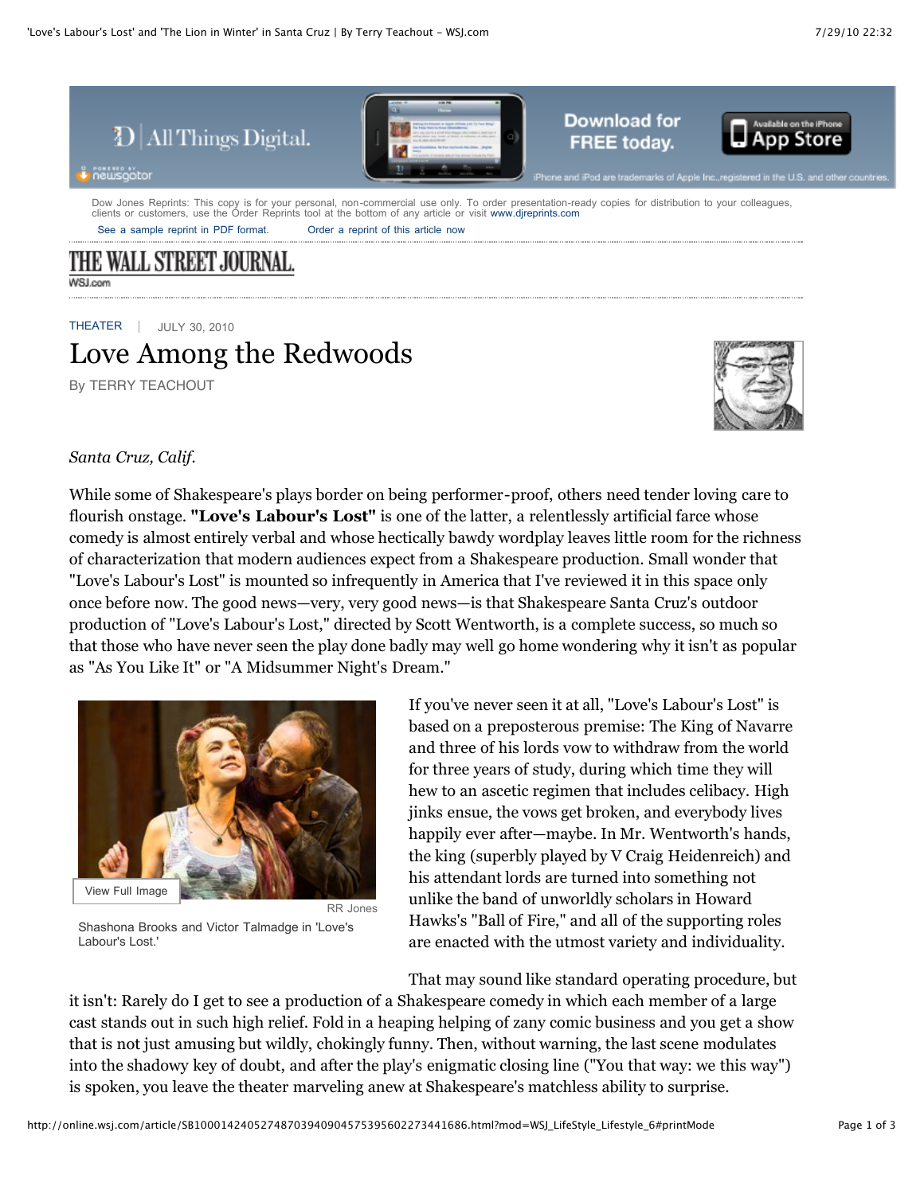Dow Jones Reprints: This copy is for your personal, non-commercial use only. To order presentation-ready copies for distribution to your colleagues, clients or customers, use the Order Reprints tool at the bottom of any article or visit www.djreprints.com

See a sample reprint in PDF format. Order a reprint of this article now

THE WALL STREET JOURNAL.

WSJ.com

THEATER | JULY 30, 2010

# Love Among the Redwoods

By TERRY TEACHOUT

*Santa Cruz, Calif.*

While some of Shakespeare's plays border on being performer-proof, others need tender loving care to flourish onstage. **"Love's Labour's Lost"** is one of the latter, a relentlessly artificial farce whose comedy is almost entirely verbal and whose hectically bawdy wordplay leaves little room for the richness of characterization that modern audiences expect from a Shakespeare production. Small wonder that "Love's Labour's Lost" is mounted so infrequently in America that I've reviewed it in this space only once before now. The good news—very, very good news—is that Shakespeare Santa Cruz's outdoor production of "Love's Labour's Lost," directed by Scott Wentworth, is a complete success, so much so that those who have never seen the play done badly may well go home wondering why it isn't as popular as "As You Like It" or "A Midsummer Night's Dream."

View Full Image

RR Jones

Shashona Brooks and Victor Talmadge in 'Love's Labour's Lost.'

If you've never seen it at all, "Love's Labour's Lost" is based on a preposterous premise: The King of Navarre and three of his lords vow to withdraw from the world for three years of study, during which time they will hew to an ascetic regimen that includes celibacy. High jinks ensue, the vows get broken, and everybody lives happily ever after—maybe. In Mr. Wentworth's hands, the king (superbly played by V Craig Heidenreich) and his attendant lords are turned into something not unlike the band of unworldly scholars in Howard Hawks's "Ball of Fire," and all of the supporting roles are enacted with the utmost variety and individuality.

That may sound like standard operating procedure, but it isn't: Rarely do I get to see a production of a Shakespeare comedy in which each member of a large cast stands out in such high relief. Fold in a heaping helping of zany comic business and you get a show that is not just amusing but wildly, chokingly funny. Then, without warning, the last scene modulates into the shadowy key of doubt, and after the play's enigmatic closing line ("You that way: we this way") is spoken, you leave the theater marveling anew at Shakespeare's matchless ability to surprise.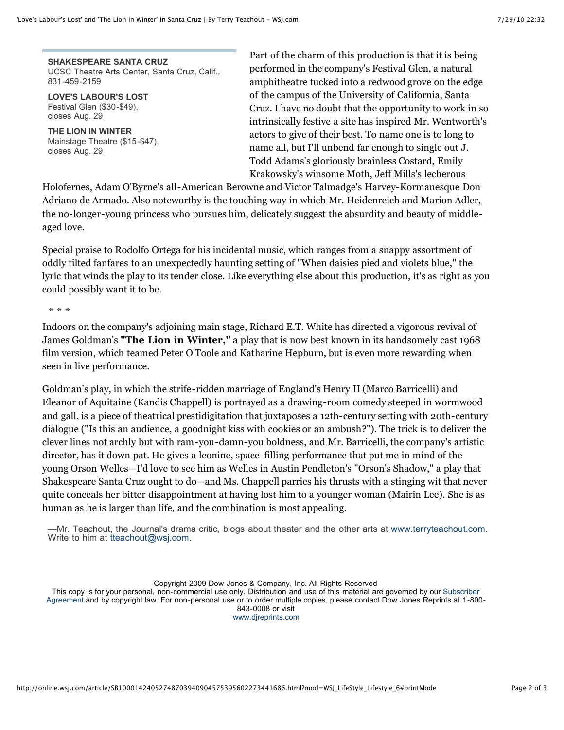**SHAKESPEARE SANTA CRUZ**
UCSC Theatre Arts Center, Santa Cruz, Calif., 831-459-2159

**LOVE'S LABOUR'S LOST**
Festival Glen ($30-$49), closes Aug. 29

**THE LION IN WINTER**
Mainstage Theatre ($15-$47), closes Aug. 29

Part of the charm of this production is that it is being performed in the company's Festival Glen, a natural amphitheatre tucked into a redwood grove on the edge of the campus of the University of California, Santa Cruz. I have no doubt that the opportunity to work in so intrinsically festive a site has inspired Mr. Wentworth's actors to give of their best. To name one is to long to name all, but I'll unbend far enough to single out J. Todd Adams's gloriously brainless Costard, Emily Krakowsky's winsome Moth, Jeff Mills's lecherous Holofernes, Adam O'Byrne's all-American Berowne and Victor Talmadge's Harvey-Kormanesque Don Adriano de Armado. Also noteworthy is the touching way in which Mr. Heidenreich and Marion Adler, the no-longer-young princess who pursues him, delicately suggest the absurdity and beauty of middle-aged love.

Special praise to Rodolfo Ortega for his incidental music, which ranges from a snappy assortment of oddly tilted fanfares to an unexpectedly haunting setting of "When daisies pied and violets blue," the lyric that winds the play to its tender close. Like everything else about this production, it's as right as you could possibly want it to be.

\* \* \*

Indoors on the company's adjoining main stage, Richard E.T. White has directed a vigorous revival of James Goldman's **"The Lion in Winter,"** a play that is now best known in its handsomely cast 1968 film version, which teamed Peter O'Toole and Katharine Hepburn, but is even more rewarding when seen in live performance.

Goldman's play, in which the strife-ridden marriage of England's Henry II (Marco Barricelli) and Eleanor of Aquitaine (Kandis Chappell) is portrayed as a drawing-room comedy steeped in wormwood and gall, is a piece of theatrical prestidigitation that juxtaposes a 12th-century setting with 20th-century dialogue ("Is this an audience, a goodnight kiss with cookies or an ambush?"). The trick is to deliver the clever lines not archly but with ram-you-damn-you boldness, and Mr. Barricelli, the company's artistic director, has it down pat. He gives a leonine, space-filling performance that put me in mind of the young Orson Welles—I'd love to see him as Welles in Austin Pendleton's "Orson's Shadow," a play that Shakespeare Santa Cruz ought to do—and Ms. Chappell parries his thrusts with a stinging wit that never quite conceals her bitter disappointment at having lost him to a younger woman (Mairin Lee). She is as human as he is larger than life, and the combination is most appealing.

—Mr. Teachout, the Journal's drama critic, blogs about theater and the other arts at www.terryteachout.com. Write to him at tteachout@wsj.com.

Copyright 2009 Dow Jones & Company, Inc. All Rights Reserved
This copy is for your personal, non-commercial use only. Distribution and use of this material are governed by our Subscriber Agreement and by copyright law. For non-personal use or to order multiple copies, please contact Dow Jones Reprints at 1-800-843-0008 or visit www.djreprints.com